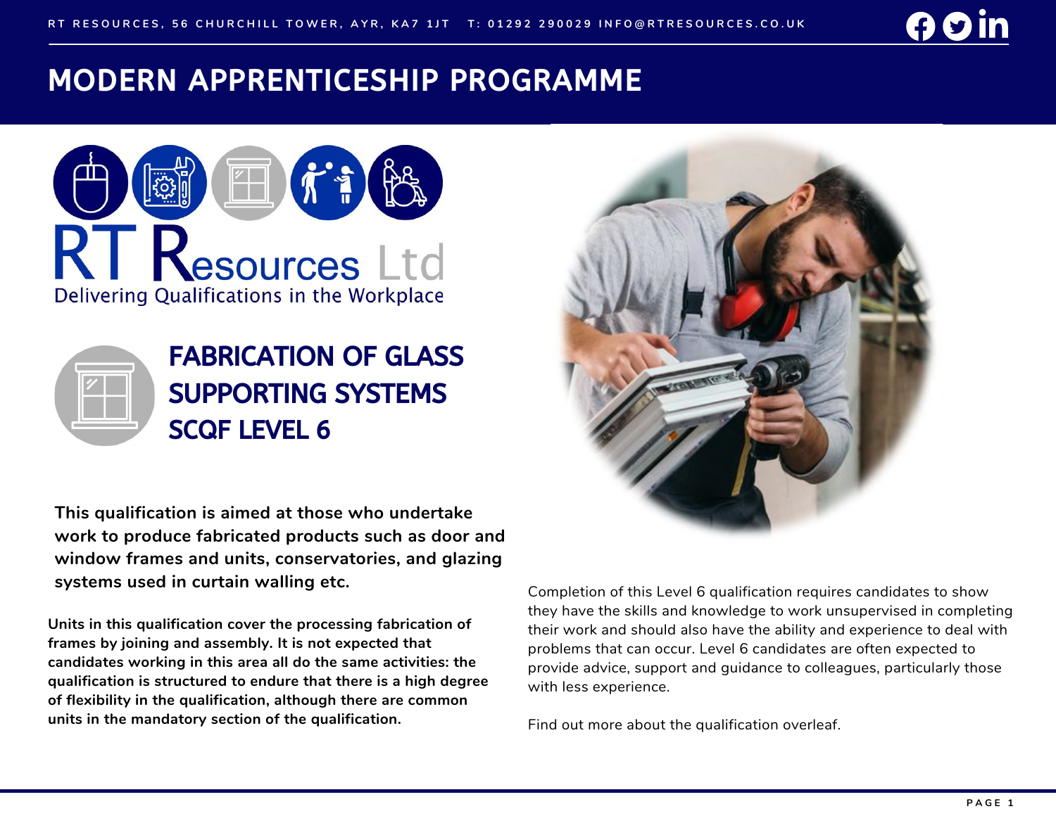RT RESOURCES, 56 CHURCHILL TOWER, AYR, KA7 1JT T: 01292 290029 INFO@RTRESOURCES.CO.UK

# MODERN APPRENTICESHIP PROGRAMME

RT Resources Ltd
Delivering Qualifications in the Workplace

## FABRICATION OF GLASS SUPPORTING SYSTEMS SCQF LEVEL 6

**This qualification is aimed at those who undertake work to produce fabricated products such as door and window frames and units, conservatories, and glazing systems used in curtain walling etc.**

**Units in this qualification cover the processing fabrication of frames by joining and assembly. It is not expected that candidates working in this area all do the same activities: the qualification is structured to endure that there is a high degree of flexibility in the qualification, although there are common units in the mandatory section of the qualification.**

Completion of this Level 6 qualification requires candidates to show they have the skills and knowledge to work unsupervised in completing their work and should also have the ability and experience to deal with problems that can occur. Level 6 candidates are often expected to provide advice, support and guidance to colleagues, particularly those with less experience.

Find out more about the qualification overleaf.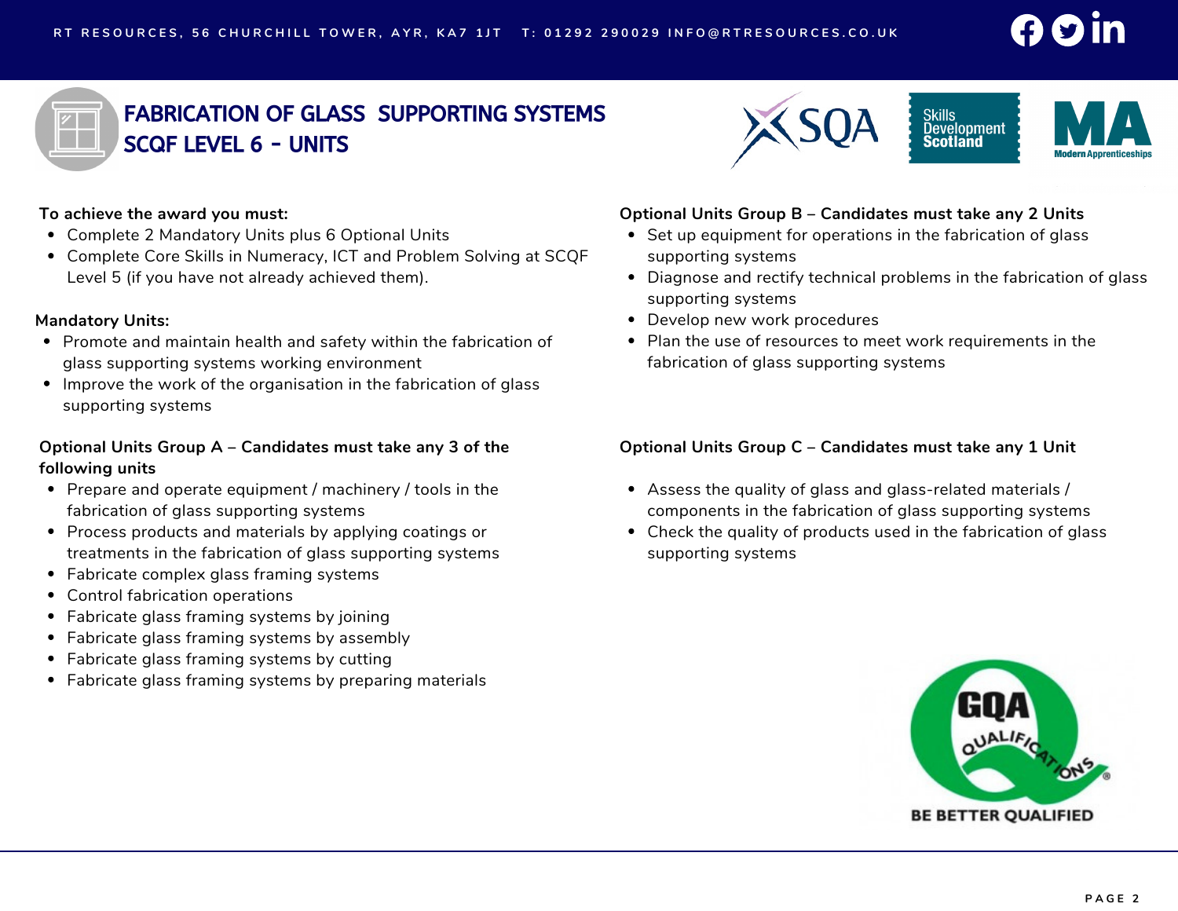# FABRICATION OF GLASS SUPPORTING SYSTEMS SCQF LEVEL 6 - UNITS

**To achieve the award you must:**

- Complete 2 Mandatory Units plus 6 Optional Units
- Complete Core Skills in Numeracy, ICT and Problem Solving at SCQF Level 5 (if you have not already achieved them).

**Mandatory Units:**

- Promote and maintain health and safety within the fabrication of glass supporting systems working environment
- Improve the work of the organisation in the fabrication of glass supporting systems

**Optional Units Group A – Candidates must take any 3 of the following units**

- Prepare and operate equipment / machinery / tools in the fabrication of glass supporting systems
- Process products and materials by applying coatings or treatments in the fabrication of glass supporting systems
- Fabricate complex glass framing systems
- Control fabrication operations
- Fabricate glass framing systems by joining
- Fabricate glass framing systems by assembly
- Fabricate glass framing systems by cutting
- Fabricate glass framing systems by preparing materials

**Optional Units Group B – Candidates must take any 2 Units**

- Set up equipment for operations in the fabrication of glass supporting systems
- Diagnose and rectify technical problems in the fabrication of glass supporting systems
- Develop new work procedures
- Plan the use of resources to meet work requirements in the fabrication of glass supporting systems

**Optional Units Group C – Candidates must take any 1 Unit**

- Assess the quality of glass and glass-related materials / components in the fabrication of glass supporting systems
- Check the quality of products used in the fabrication of glass supporting systems